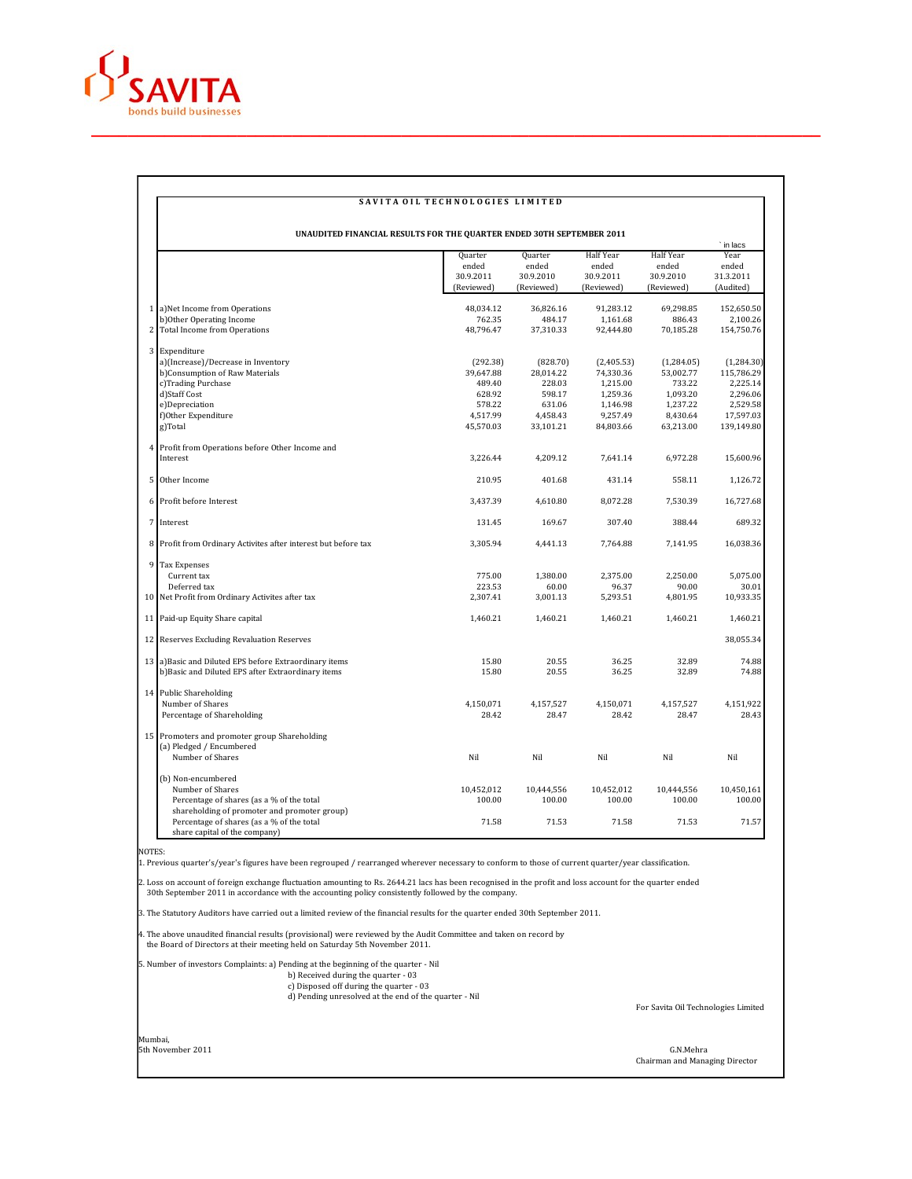SAVITA

bonds build businesses

## SAVITA OIL TECHNOLOGIES LIMITED

### UNAUDITED FINANCIAL RESULTS FOR THE QUARTER ENDED 30TH SEPTEMBER 2011

` in lacs

| | | Quarter ended 30.9.2011 (Reviewed) | Quarter ended 30.9.2010 (Reviewed) | Half Year ended 30.9.2011 (Reviewed) | Half Year ended 30.9.2010 (Reviewed) | Year ended 31.3.2011 (Audited) |
|---|---|---|---|---|---|---|
| 1 | a)Net Income from Operations | 48,034.12 | 36,826.16 | 91,283.12 | 69,298.85 | 152,650.50 |
| | b)Other Operating Income | 762.35 | 484.17 | 1,161.68 | 886.43 | 2,100.26 |
| 2 | Total Income from Operations | 48,796.47 | 37,310.33 | 92,444.80 | 70,185.28 | 154,750.76 |
| 3 | Expenditure | | | | | |
| | a)(Increase)/Decrease in Inventory | (292.38) | (828.70) | (2,405.53) | (1,284.05) | (1,284.30) |
| | b)Consumption of Raw Materials | 39,647.88 | 28,014.22 | 74,330.36 | 53,002.77 | 115,786.29 |
| | c)Trading Purchase | 489.40 | 228.03 | 1,215.00 | 733.22 | 2,225.14 |
| | d)Staff Cost | 628.92 | 598.17 | 1,259.36 | 1,093.20 | 2,296.06 |
| | e)Depreciation | 578.22 | 631.06 | 1,146.98 | 1,237.22 | 2,529.58 |
| | f)Other Expenditure | 4,517.99 | 4,458.43 | 9,257.49 | 8,430.64 | 17,597.03 |
| | g)Total | 45,570.03 | 33,101.21 | 84,803.66 | 63,213.00 | 139,149.80 |
| 4 | Profit from Operations before Other Income and Interest | 3,226.44 | 4,209.12 | 7,641.14 | 6,972.28 | 15,600.96 |
| 5 | Other Income | 210.95 | 401.68 | 431.14 | 558.11 | 1,126.72 |
| 6 | Profit before Interest | 3,437.39 | 4,610.80 | 8,072.28 | 7,530.39 | 16,727.68 |
| 7 | Interest | 131.45 | 169.67 | 307.40 | 388.44 | 689.32 |
| 8 | Profit from Ordinary Activites after interest but before tax | 3,305.94 | 4,441.13 | 7,764.88 | 7,141.95 | 16,038.36 |
| 9 | Tax Expenses | | | | | |
| | Current tax | 775.00 | 1,380.00 | 2,375.00 | 2,250.00 | 5,075.00 |
| | Deferred tax | 223.53 | 60.00 | 96.37 | 90.00 | 30.01 |
| 10 | Net Profit from Ordinary Activites after tax | 2,307.41 | 3,001.13 | 5,293.51 | 4,801.95 | 10,933.35 |
| 11 | Paid-up Equity Share capital | 1,460.21 | 1,460.21 | 1,460.21 | 1,460.21 | 1,460.21 |
| 12 | Reserves Excluding Revaluation Reserves | | | | | 38,055.34 |
| 13 | a)Basic and Diluted EPS before Extraordinary items | 15.80 | 20.55 | 36.25 | 32.89 | 74.88 |
| | b)Basic and Diluted EPS after Extraordinary items | 15.80 | 20.55 | 36.25 | 32.89 | 74.88 |
| 14 | Public Shareholding | | | | | |
| | Number of Shares | 4,150,071 | 4,157,527 | 4,150,071 | 4,157,527 | 4,151,922 |
| | Percentage of Shareholding | 28.42 | 28.47 | 28.42 | 28.47 | 28.43 |
| 15 | Promoters and promoter group Shareholding | | | | | |
| | (a) Pledged / Encumbered | | | | | |
| | Number of Shares | Nil | Nil | Nil | Nil | Nil |
| | (b) Non-encumbered | | | | | |
| | Number of Shares | 10,452,012 | 10,444,556 | 10,452,012 | 10,444,556 | 10,450,161 |
| | Percentage of shares (as a % of the total shareholding of promoter and promoter group) | 100.00 | 100.00 | 100.00 | 100.00 | 100.00 |
| | Percentage of shares (as a % of the total share capital of the company) | 71.58 | 71.53 | 71.58 | 71.53 | 71.57 |

NOTES:

1. Previous quarter's/year's figures have been regrouped / rearranged wherever necessary to conform to those of current quarter/year classification.

2. Loss on account of foreign exchange fluctuation amounting to Rs. 2644.21 lacs has been recognised in the profit and loss account for the quarter ended 30th September 2011 in accordance with the accounting policy consistently followed by the company.

3. The Statutory Auditors have carried out a limited review of the financial results for the quarter ended 30th September 2011.

4. The above unaudited financial results (provisional) were reviewed by the Audit Committee and taken on record by the Board of Directors at their meeting held on Saturday 5th November 2011.

5. Number of investors Complaints: a) Pending at the beginning of the quarter - Nil
   b) Received during the quarter - 03
   c) Disposed off during the quarter - 03
   d) Pending unresolved at the end of the quarter - Nil

For Savita Oil Technologies Limited

Mumbai,
5th November 2011

G.N.Mehra
Chairman and Managing Director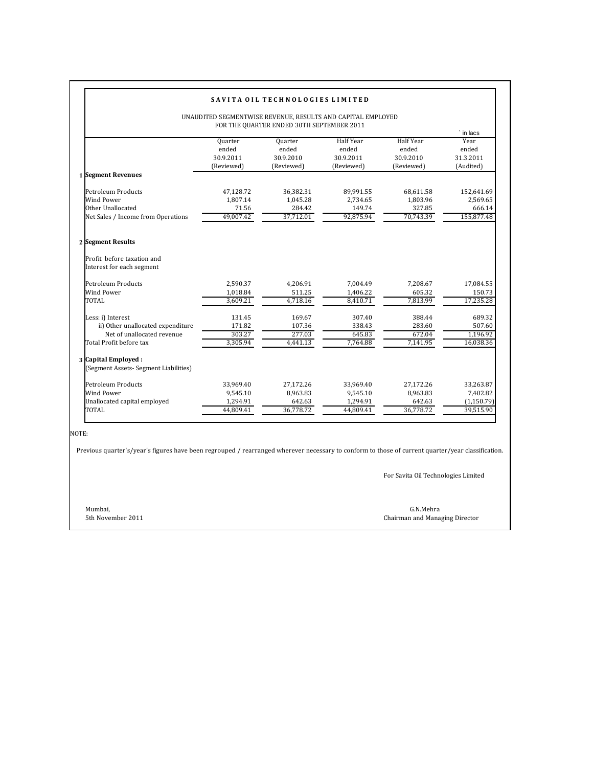# SAVITA OIL TECHNOLOGIES LIMITED

UNAUDITED SEGMENTWISE REVENUE, RESULTS AND CAPITAL EMPLOYED
FOR THE QUARTER ENDED 30TH SEPTEMBER 2011

` in lacs

| | | Quarter ended 30.9.2011 (Reviewed) | Quarter ended 30.9.2010 (Reviewed) | Half Year ended 30.9.2011 (Reviewed) | Half Year ended 30.9.2010 (Reviewed) | Year ended 31.3.2011 (Audited) |
|---|---|---|---|---|---|---|
| 1 | **Segment Revenues** | | | | | |
| | Petroleum Products | 47,128.72 | 36,382.31 | 89,991.55 | 68,611.58 | 152,641.69 |
| | Wind Power | 1,807.14 | 1,045.28 | 2,734.65 | 1,803.96 | 2,569.65 |
| | Other Unallocated | 71.56 | 284.42 | 149.74 | 327.85 | 666.14 |
| | Net Sales / Income from Operations | 49,007.42 | 37,712.01 | 92,875.94 | 70,743.39 | 155,877.48 |
| 2 | **Segment Results** | | | | | |
| | Profit before taxation and Interest for each segment | | | | | |
| | Petroleum Products | 2,590.37 | 4,206.91 | 7,004.49 | 7,208.67 | 17,084.55 |
| | Wind Power | 1,018.84 | 511.25 | 1,406.22 | 605.32 | 150.73 |
| | TOTAL | 3,609.21 | 4,718.16 | 8,410.71 | 7,813.99 | 17,235.28 |
| | Less: i) Interest | 131.45 | 169.67 | 307.40 | 388.44 | 689.32 |
| | ii) Other unallocated expenditure | 171.82 | 107.36 | 338.43 | 283.60 | 507.60 |
| | Net of unallocated revenue | 303.27 | 277.03 | 645.83 | 672.04 | 1,196.92 |
| | Total Profit before tax | 3,305.94 | 4,441.13 | 7,764.88 | 7,141.95 | 16,038.36 |
| 3 | **Capital Employed :** | | | | | |
| | (Segment Assets- Segment Liabilities) | | | | | |
| | Petroleum Products | 33,969.40 | 27,172.26 | 33,969.40 | 27,172.26 | 33,263.87 |
| | Wind Power | 9,545.10 | 8,963.83 | 9,545.10 | 8,963.83 | 7,402.82 |
| | Unallocated capital employed | 1,294.91 | 642.63 | 1,294.91 | 642.63 | (1,150.79) |
| | TOTAL | 44,809.41 | 36,778.72 | 44,809.41 | 36,778.72 | 39,515.90 |

NOTE:

Previous quarter's/year's figures have been regrouped / rearranged wherever necessary to conform to those of current quarter/year classification.

For Savita Oil Technologies Limited

Mumbai,
5th November 2011

G.N.Mehra
Chairman and Managing Director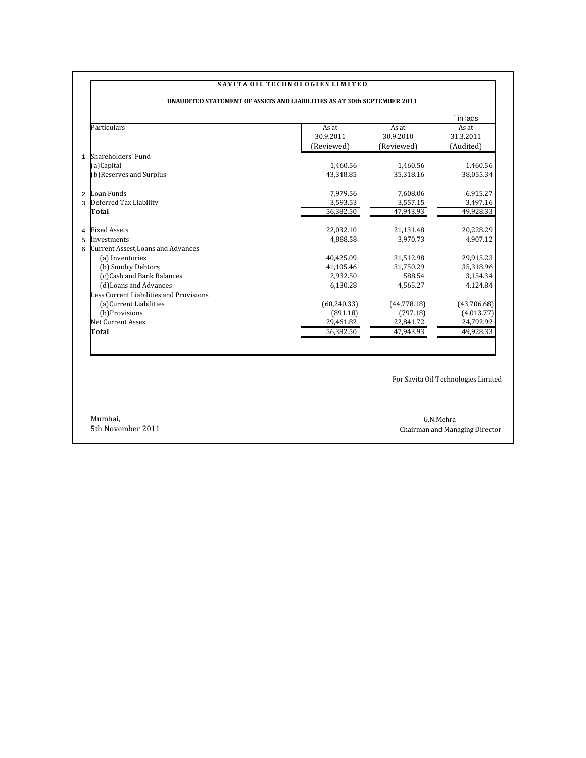**S A V I T A  O I L  T E C H N O L O G I E S  L I M I T E D**

**UNAUDITED STATEMENT OF ASSETS AND LIABILITIES AS AT 30th SEPTEMBER 2011**

` in lacs

| | Particulars | As at 30.9.2011 (Reviewed) | As at 30.9.2010 (Reviewed) | As at 31.3.2011 (Audited) |
|---|---|---|---|---|
| 1 | Shareholders' Fund | | | |
| | (a)Capital | 1,460.56 | 1,460.56 | 1,460.56 |
| | (b)Reserves and Surplus | 43,348.85 | 35,318.16 | 38,055.34 |
| 2 | Loan Funds | 7,979.56 | 7,608.06 | 6,915.27 |
| 3 | Deferred Tax Liability | 3,593.53 | 3,557.15 | 3,497.16 |
| | **Total** | 56,382.50 | 47,943.93 | 49,928.33 |
| 4 | Fixed Assets | 22,032.10 | 21,131.48 | 20,228.29 |
| 5 | Investments | 4,888.58 | 3,970.73 | 4,907.12 |
| 6 | Current Assest,Loans and Advances | | | |
| | (a) Inventories | 40,425.09 | 31,512.98 | 29,915.23 |
| | (b) Sundry Debtors | 41,105.46 | 31,750.29 | 35,318.96 |
| | (c)Cash and Bank Balances | 2,932.50 | 588.54 | 3,154.34 |
| | (d)Loans and Advances | 6,130.28 | 4,565.27 | 4,124.84 |
| | Less Current Liabilities and Provisions | | | |
| | (a)Current Liabilities | (60,240.33) | (44,778.18) | (43,706.68) |
| | (b)Provisions | (891.18) | (797.18) | (4,013.77) |
| | Net Current Asses | 29,461.82 | 22,841.72 | 24,792.92 |
| | **Total** | 56,382.50 | 47,943.93 | 49,928.33 |

For Savita Oil Technologies Limited

Mumbai,
5th November 2011

G.N.Mehra
Chairman and Managing Director